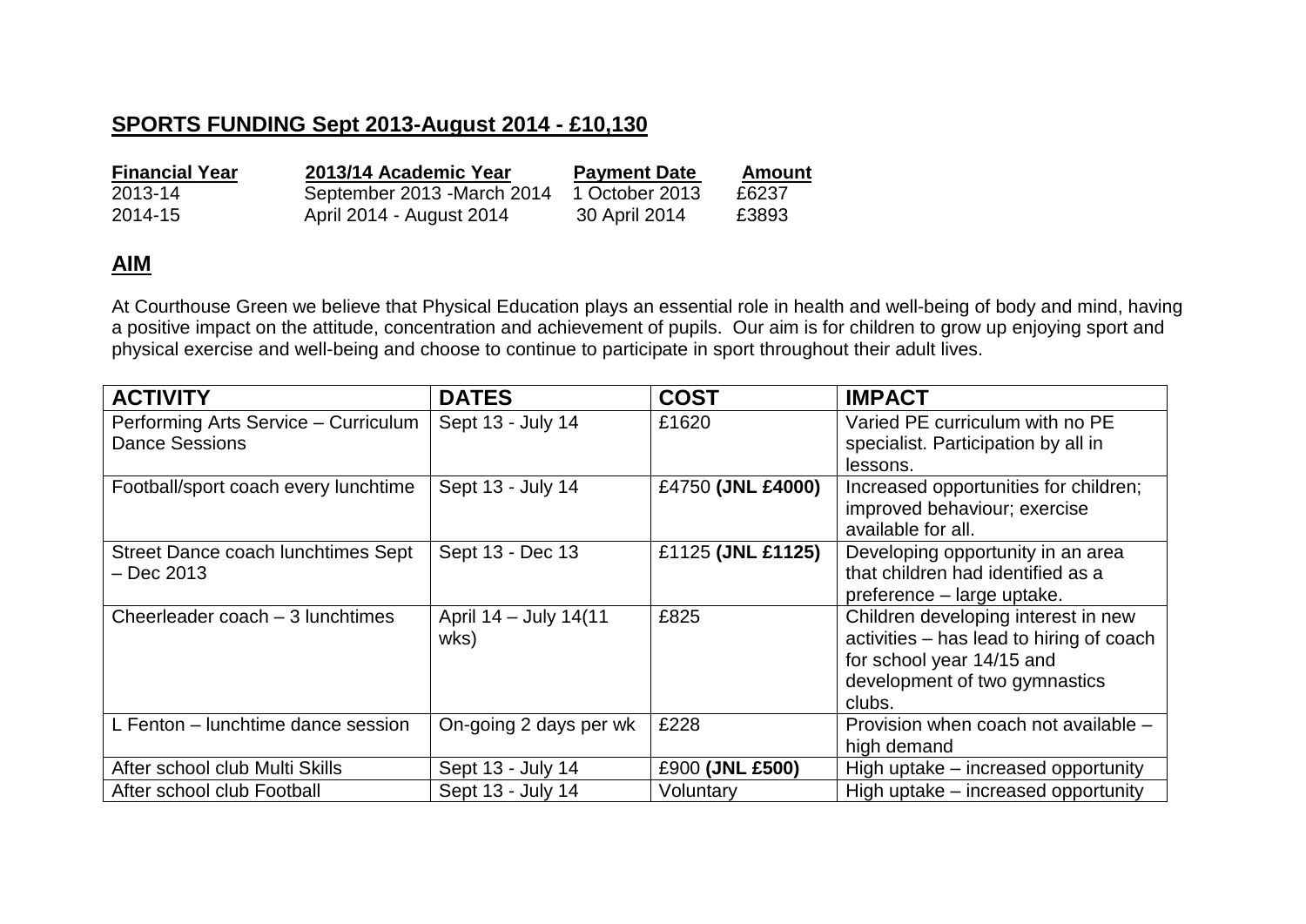## SPORTS FUNDING Sept 2013-August 2014 - £10,130

| **Financial Year** | **2013/14 Academic Year** | **Payment Date** | **Amount** |
|---|---|---|---|
| 2013-14 | September 2013 -March 2014 | 1 October 2013 | £6237 |
| 2014-15 | April 2014 - August 2014 | 30 April 2014 | £3893 |

## AIM

At Courthouse Green we believe that Physical Education plays an essential role in health and well-being of body and mind, having a positive impact on the attitude, concentration and achievement of pupils. Our aim is for children to grow up enjoying sport and physical exercise and well-being and choose to continue to participate in sport throughout their adult lives.

| ACTIVITY | DATES | COST | IMPACT |
|---|---|---|---|
| Performing Arts Service – Curriculum Dance Sessions | Sept 13 - July 14 | £1620 | Varied PE curriculum with no PE specialist. Participation by all in lessons. |
| Football/sport coach every lunchtime | Sept 13 - July 14 | £4750 **(JNL £4000)** | Increased opportunities for children; improved behaviour; exercise available for all. |
| Street Dance coach lunchtimes Sept – Dec 2013 | Sept 13 - Dec 13 | £1125 **(JNL £1125)** | Developing opportunity in an area that children had identified as a preference – large uptake. |
| Cheerleader coach – 3 lunchtimes | April 14 – July 14(11 wks) | £825 | Children developing interest in new activities – has lead to hiring of coach for school year 14/15 and development of two gymnastics clubs. |
| L Fenton – lunchtime dance session | On-going 2 days per wk | £228 | Provision when coach not available – high demand |
| After school club Multi Skills | Sept 13 - July 14 | £900 **(JNL £500)** | High uptake – increased opportunity |
| After school club Football | Sept 13 - July 14 | Voluntary | High uptake – increased opportunity |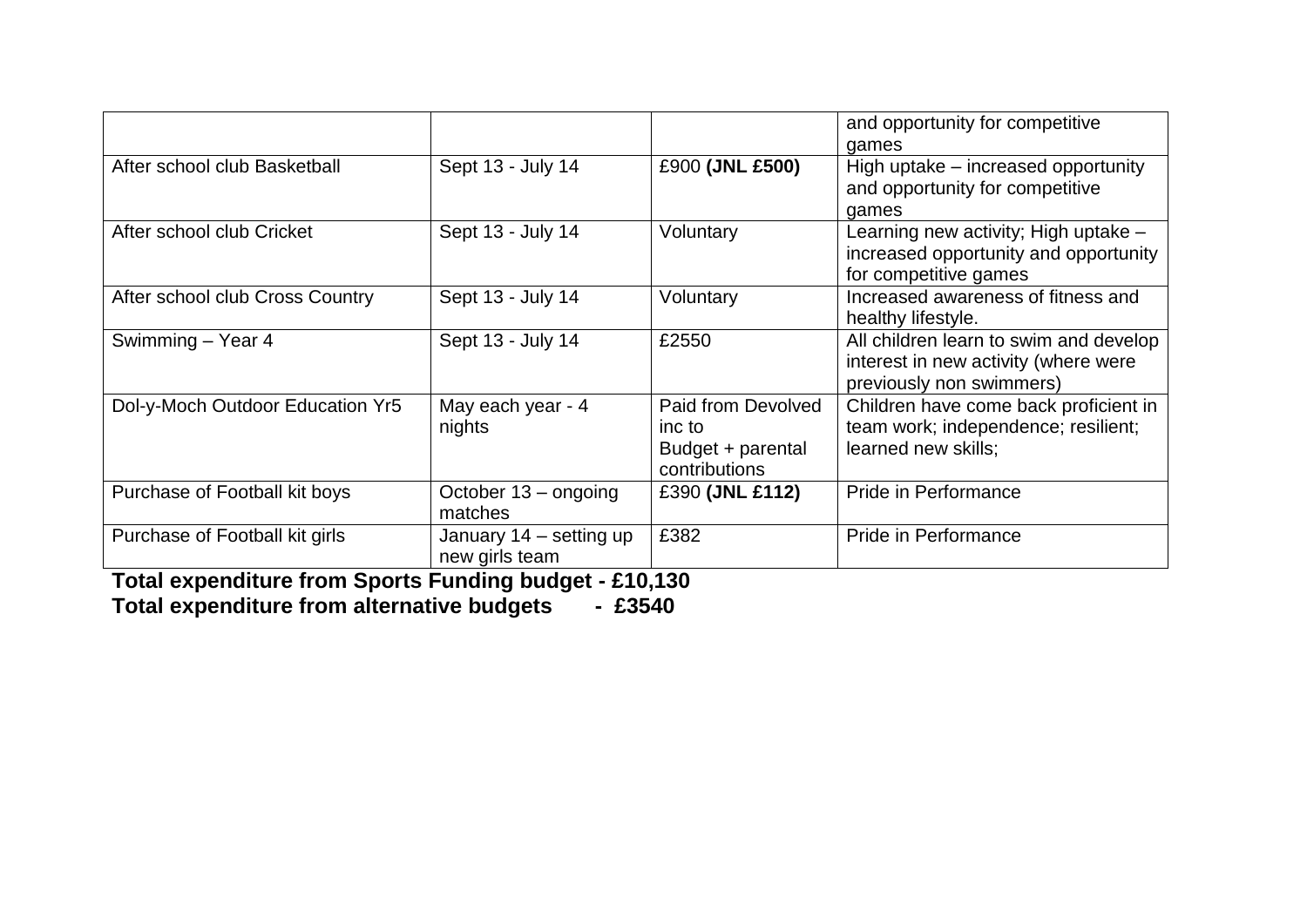| | | | |
|---|---|---|---|
| | | | and opportunity for competitive games |
| After school club Basketball | Sept 13 - July 14 | £900 **(JNL £500)** | High uptake – increased opportunity and opportunity for competitive games |
| After school club Cricket | Sept 13 - July 14 | Voluntary | Learning new activity; High uptake – increased opportunity and opportunity for competitive games |
| After school club Cross Country | Sept 13 - July 14 | Voluntary | Increased awareness of fitness and healthy lifestyle. |
| Swimming – Year 4 | Sept 13 - July 14 | £2550 | All children learn to swim and develop interest in new activity (where were previously non swimmers) |
| Dol-y-Moch Outdoor Education Yr5 | May each year - 4 nights | Paid from Devolved inc to Budget + parental contributions | Children have come back proficient in team work; independence; resilient; learned new skills; |
| Purchase of Football kit boys | October 13 – ongoing matches | £390 **(JNL £112)** | Pride in Performance |
| Purchase of Football kit girls | January 14 – setting up new girls team | £382 | Pride in Performance |

**Total expenditure from Sports Funding budget - £10,130**
**Total expenditure from alternative budgets - £3540**